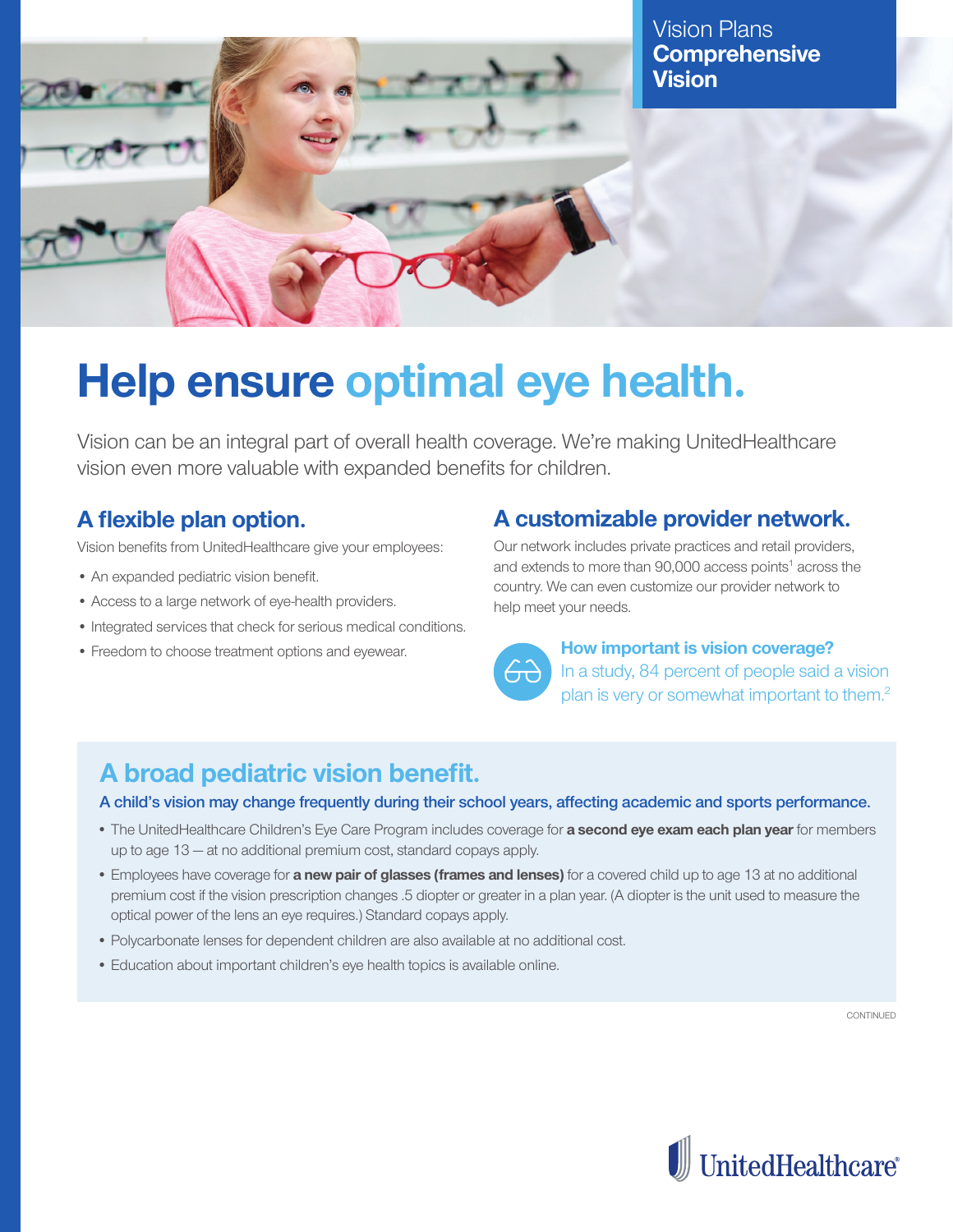Vision Plans
**Comprehensive Vision**

# Help ensure optimal eye health.

Vision can be an integral part of overall health coverage. We're making UnitedHealthcare vision even more valuable with expanded benefits for children.

## A flexible plan option.

Vision benefits from UnitedHealthcare give your employees:

- An expanded pediatric vision benefit.
- Access to a large network of eye-health providers.
- Integrated services that check for serious medical conditions.
- Freedom to choose treatment options and eyewear.

## A customizable provider network.

Our network includes private practices and retail providers, and extends to more than 90,000 access points[1] across the country. We can even customize our provider network to help meet your needs.

**How important is vision coverage?**
In a study, 84 percent of people said a vision plan is very or somewhat important to them.[2]

## A broad pediatric vision benefit.

**A child's vision may change frequently during their school years, affecting academic and sports performance.**

- The UnitedHealthcare Children's Eye Care Program includes coverage for **a second eye exam each plan year** for members up to age 13 — at no additional premium cost, standard copays apply.
- Employees have coverage for **a new pair of glasses (frames and lenses)** for a covered child up to age 13 at no additional premium cost if the vision prescription changes .5 diopter or greater in a plan year. (A diopter is the unit used to measure the optical power of the lens an eye requires.) Standard copays apply.
- Polycarbonate lenses for dependent children are also available at no additional cost.
- Education about important children's eye health topics is available online.

CONTINUED

UnitedHealthcare®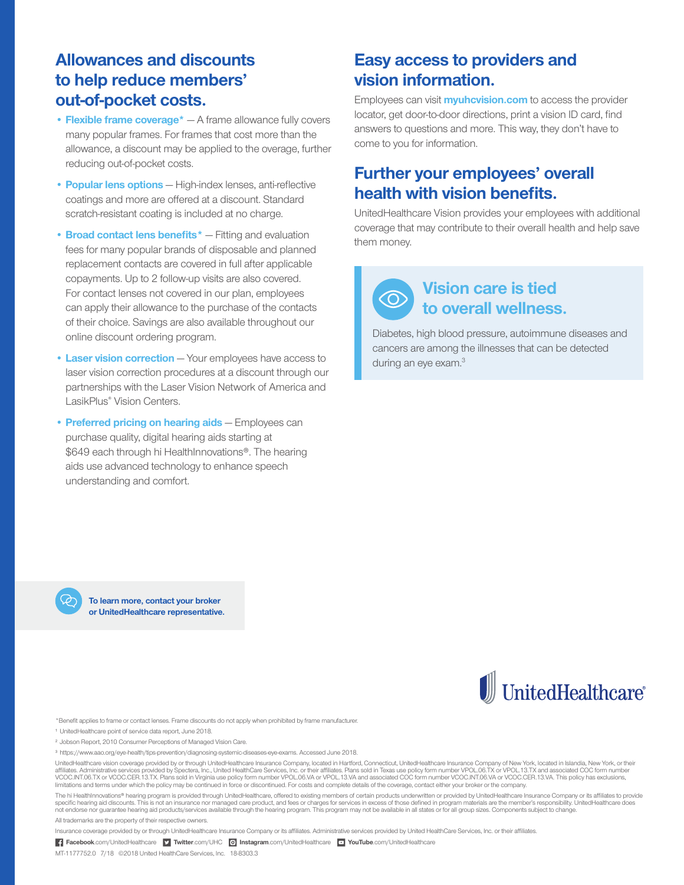## Allowances and discounts to help reduce members' out-of-pocket costs.

- **Flexible frame coverage*** — A frame allowance fully covers many popular frames. For frames that cost more than the allowance, a discount may be applied to the overage, further reducing out-of-pocket costs.
- **Popular lens options** — High-index lenses, anti-reflective coatings and more are offered at a discount. Standard scratch-resistant coating is included at no charge.
- **Broad contact lens benefits*** — Fitting and evaluation fees for many popular brands of disposable and planned replacement contacts are covered in full after applicable copayments. Up to 2 follow-up visits are also covered. For contact lenses not covered in our plan, employees can apply their allowance to the purchase of the contacts of their choice. Savings are also available throughout our online discount ordering program.
- **Laser vision correction** — Your employees have access to laser vision correction procedures at a discount through our partnerships with the Laser Vision Network of America and LasikPlus® Vision Centers.
- **Preferred pricing on hearing aids** — Employees can purchase quality, digital hearing aids starting at $649 each through hi HealthInnovations®. The hearing aids use advanced technology to enhance speech understanding and comfort.

## Easy access to providers and vision information.

Employees can visit **myuhcvision.com** to access the provider locator, get door-to-door directions, print a vision ID card, find answers to questions and more. This way, they don't have to come to you for information.

## Further your employees' overall health with vision benefits.

UnitedHealthcare Vision provides your employees with additional coverage that may contribute to their overall health and help save them money.

### Vision care is tied to overall wellness.

Diabetes, high blood pressure, autoimmune diseases and cancers are among the illnesses that can be detected during an eye exam.[3]

**To learn more, contact your broker or UnitedHealthcare representative.**

UnitedHealthcare®

*Benefit applies to frame or contact lenses. Frame discounts do not apply when prohibited by frame manufacturer.

[1] UnitedHealthcare point of service data report, June 2018.

[2] Jobson Report, 2010 Consumer Perceptions of Managed Vision Care.

[3] https://www.aao.org/eye-health/tips-prevention/diagnosing-systemic-diseases-eye-exams. Accessed June 2018.

UnitedHealthcare vision coverage provided by or through UnitedHealthcare Insurance Company, located in Hartford, Connecticut, UnitedHealthcare Insurance Company of New York, located in Islandia, New York, or their affiliates. Administrative services provided by Spectera, Inc., United HealthCare Services, Inc. or their affiliates. Plans sold in Texas use policy form number VPOL.06.TX or VPOL.13.TX and associated COC form number VCOC.INT.06.TX or VCOC.CER.13.TX. Plans sold in Virginia use policy form number VPOL.06.VA or VPOL.13.VA and associated COC form number VCOC.INT.06.VA or VCOC.CER.13.VA. This policy has exclusions, limitations and terms under which the policy may be continued in force or discontinued. For costs and complete details of the coverage, contact either your broker or the company.

The hi HealthInnovations® hearing program is provided through UnitedHealthcare, offered to existing members of certain products underwritten or provided by UnitedHealthcare Insurance Company or its affiliates to provide specific hearing aid discounts. This is not an insurance nor managed care product, and fees or charges for services in excess of those defined in program materials are the member's responsibility. UnitedHealthcare does not endorse nor guarantee hearing aid products/services available through the hearing program. This program may not be available in all states or for all group sizes. Components subject to change.

All trademarks are the property of their respective owners.

Insurance coverage provided by or through UnitedHealthcare Insurance Company or its affiliates. Administrative services provided by United HealthCare Services, Inc. or their affiliates.

**Facebook**.com/UnitedHealthcare **Twitter**.com/UHC **Instagram**.com/UnitedHealthcare **YouTube**.com/UnitedHealthcare

MT-1177752.0 7/18 ©2018 United HealthCare Services, Inc. 18-8303.3